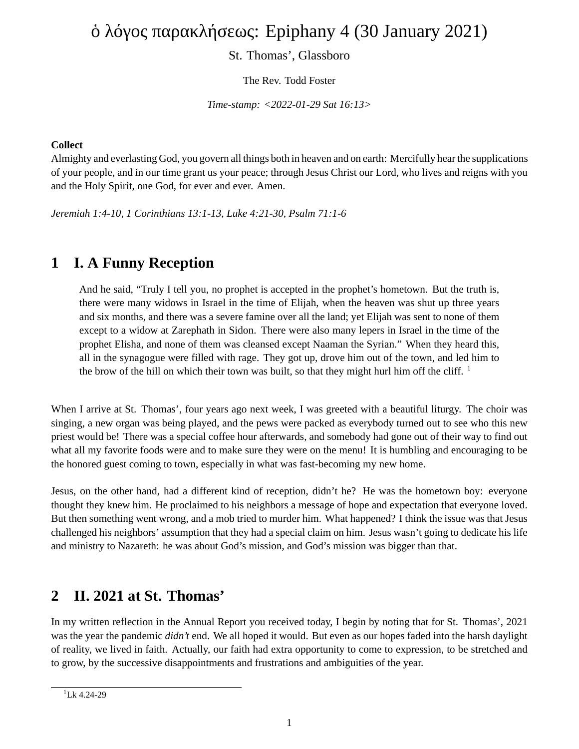# ὁ λόγος παρακλήσεως: Epiphany 4 (30 January 2021)

St. Thomas', Glassboro

The Rev. Todd Foster

*Time-stamp: <2022-01-29 Sat 16:13>*

**Collect**
Almighty and everlasting God, you govern all things both in heaven and on earth: Mercifully hear the supplications of your people, and in our time grant us your peace; through Jesus Christ our Lord, who lives and reigns with you and the Holy Spirit, one God, for ever and ever. Amen.

*Jeremiah 1:4-10, 1 Corinthians 13:1-13, Luke 4:21-30, Psalm 71:1-6*

## 1 I. A Funny Reception

> And he said, "Truly I tell you, no prophet is accepted in the prophet's hometown. But the truth is, there were many widows in Israel in the time of Elijah, when the heaven was shut up three years and six months, and there was a severe famine over all the land; yet Elijah was sent to none of them except to a widow at Zarephath in Sidon. There were also many lepers in Israel in the time of the prophet Elisha, and none of them was cleansed except Naaman the Syrian." When they heard this, all in the synagogue were filled with rage. They got up, drove him out of the town, and led him to the brow of the hill on which their town was built, so that they might hurl him off the cliff. [1]

When I arrive at St. Thomas', four years ago next week, I was greeted with a beautiful liturgy. The choir was singing, a new organ was being played, and the pews were packed as everybody turned out to see who this new priest would be! There was a special coffee hour afterwards, and somebody had gone out of their way to find out what all my favorite foods were and to make sure they were on the menu! It is humbling and encouraging to be the honored guest coming to town, especially in what was fast-becoming my new home.

Jesus, on the other hand, had a different kind of reception, didn't he? He was the hometown boy: everyone thought they knew him. He proclaimed to his neighbors a message of hope and expectation that everyone loved. But then something went wrong, and a mob tried to murder him. What happened? I think the issue was that Jesus challenged his neighbors' assumption that they had a special claim on him. Jesus wasn't going to dedicate his life and ministry to Nazareth: he was about God's mission, and God's mission was bigger than that.

## 2 II. 2021 at St. Thomas'

In my written reflection in the Annual Report you received today, I begin by noting that for St. Thomas', 2021 was the year the pandemic *didn't* end. We all hoped it would. But even as our hopes faded into the harsh daylight of reality, we lived in faith. Actually, our faith had extra opportunity to come to expression, to be stretched and to grow, by the successive disappointments and frustrations and ambiguities of the year.

---

[1] Lk 4.24-29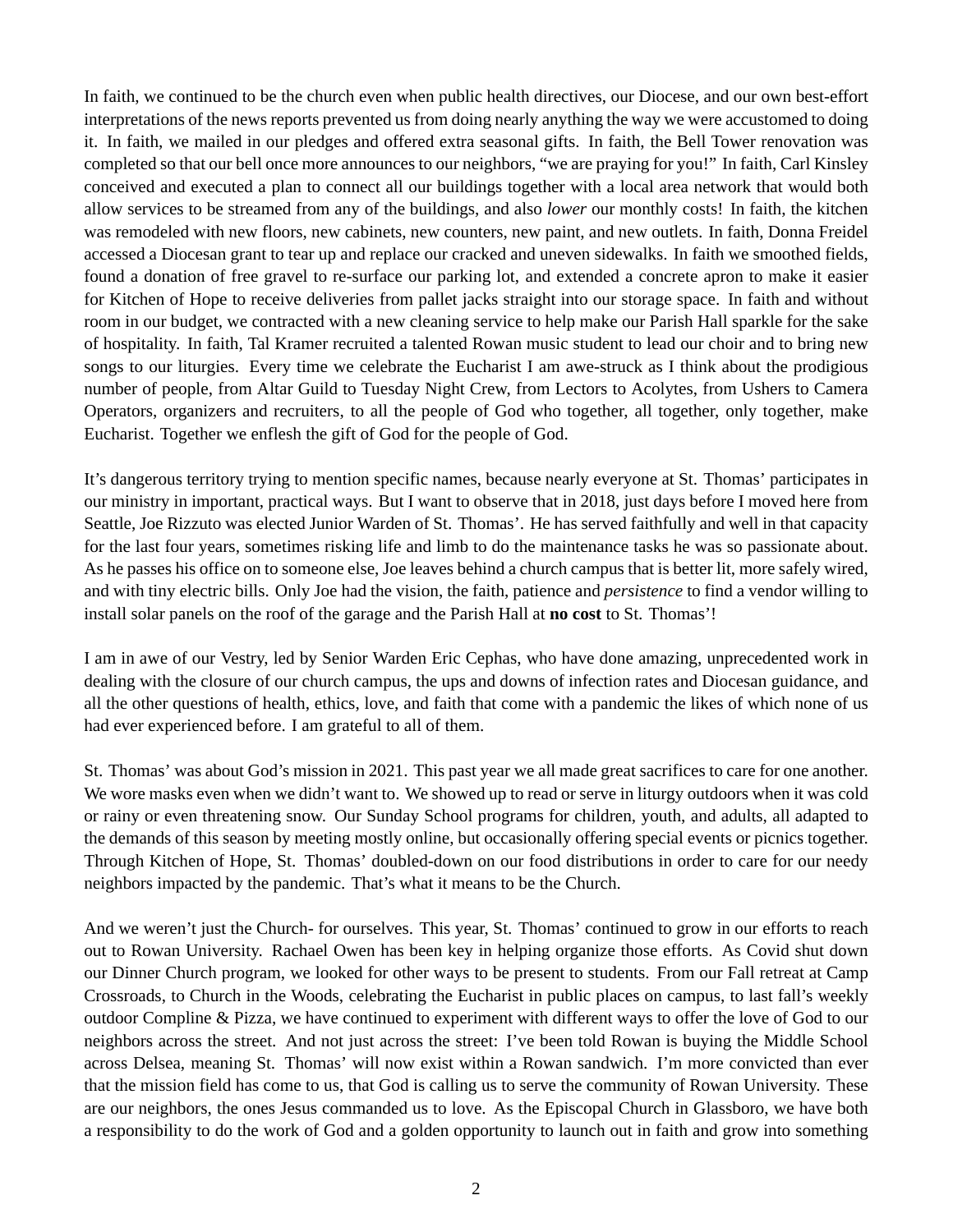In faith, we continued to be the church even when public health directives, our Diocese, and our own best-effort interpretations of the news reports prevented us from doing nearly anything the way we were accustomed to doing it. In faith, we mailed in our pledges and offered extra seasonal gifts. In faith, the Bell Tower renovation was completed so that our bell once more announces to our neighbors, "we are praying for you!" In faith, Carl Kinsley conceived and executed a plan to connect all our buildings together with a local area network that would both allow services to be streamed from any of the buildings, and also *lower* our monthly costs! In faith, the kitchen was remodeled with new floors, new cabinets, new counters, new paint, and new outlets. In faith, Donna Freidel accessed a Diocesan grant to tear up and replace our cracked and uneven sidewalks. In faith we smoothed fields, found a donation of free gravel to re-surface our parking lot, and extended a concrete apron to make it easier for Kitchen of Hope to receive deliveries from pallet jacks straight into our storage space. In faith and without room in our budget, we contracted with a new cleaning service to help make our Parish Hall sparkle for the sake of hospitality. In faith, Tal Kramer recruited a talented Rowan music student to lead our choir and to bring new songs to our liturgies. Every time we celebrate the Eucharist I am awe-struck as I think about the prodigious number of people, from Altar Guild to Tuesday Night Crew, from Lectors to Acolytes, from Ushers to Camera Operators, organizers and recruiters, to all the people of God who together, all together, only together, make Eucharist. Together we enflesh the gift of God for the people of God.

It's dangerous territory trying to mention specific names, because nearly everyone at St. Thomas' participates in our ministry in important, practical ways. But I want to observe that in 2018, just days before I moved here from Seattle, Joe Rizzuto was elected Junior Warden of St. Thomas'. He has served faithfully and well in that capacity for the last four years, sometimes risking life and limb to do the maintenance tasks he was so passionate about. As he passes his office on to someone else, Joe leaves behind a church campus that is better lit, more safely wired, and with tiny electric bills. Only Joe had the vision, the faith, patience and *persistence* to find a vendor willing to install solar panels on the roof of the garage and the Parish Hall at **no cost** to St. Thomas'!

I am in awe of our Vestry, led by Senior Warden Eric Cephas, who have done amazing, unprecedented work in dealing with the closure of our church campus, the ups and downs of infection rates and Diocesan guidance, and all the other questions of health, ethics, love, and faith that come with a pandemic the likes of which none of us had ever experienced before. I am grateful to all of them.

St. Thomas' was about God's mission in 2021. This past year we all made great sacrifices to care for one another. We wore masks even when we didn't want to. We showed up to read or serve in liturgy outdoors when it was cold or rainy or even threatening snow. Our Sunday School programs for children, youth, and adults, all adapted to the demands of this season by meeting mostly online, but occasionally offering special events or picnics together. Through Kitchen of Hope, St. Thomas' doubled-down on our food distributions in order to care for our needy neighbors impacted by the pandemic. That's what it means to be the Church.

And we weren't just the Church- for ourselves. This year, St. Thomas' continued to grow in our efforts to reach out to Rowan University. Rachael Owen has been key in helping organize those efforts. As Covid shut down our Dinner Church program, we looked for other ways to be present to students. From our Fall retreat at Camp Crossroads, to Church in the Woods, celebrating the Eucharist in public places on campus, to last fall's weekly outdoor Compline & Pizza, we have continued to experiment with different ways to offer the love of God to our neighbors across the street. And not just across the street: I've been told Rowan is buying the Middle School across Delsea, meaning St. Thomas' will now exist within a Rowan sandwich. I'm more convicted than ever that the mission field has come to us, that God is calling us to serve the community of Rowan University. These are our neighbors, the ones Jesus commanded us to love. As the Episcopal Church in Glassboro, we have both a responsibility to do the work of God and a golden opportunity to launch out in faith and grow into something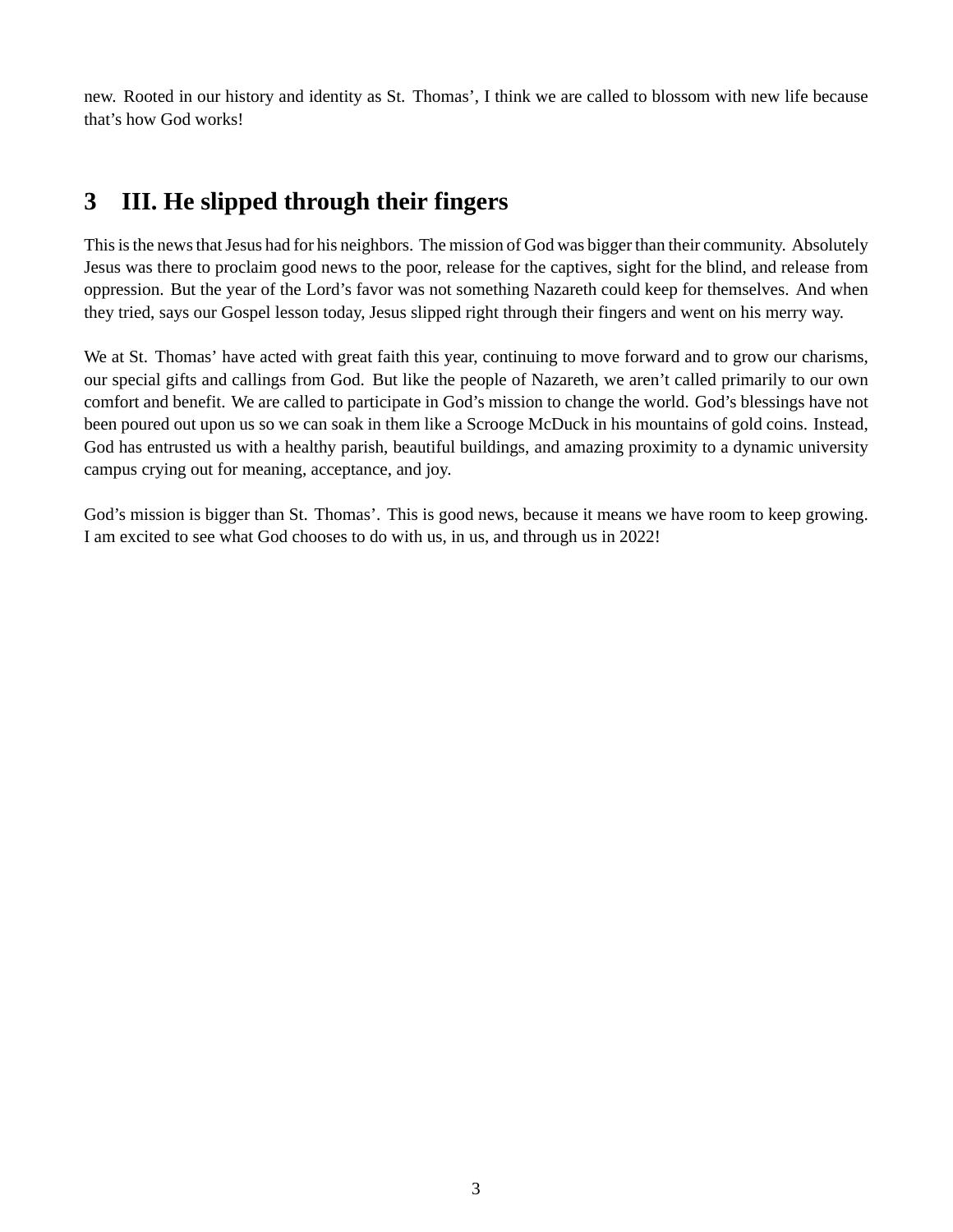new. Rooted in our history and identity as St. Thomas', I think we are called to blossom with new life because that's how God works!

## 3 III. He slipped through their fingers

This is the news that Jesus had for his neighbors. The mission of God was bigger than their community. Absolutely Jesus was there to proclaim good news to the poor, release for the captives, sight for the blind, and release from oppression. But the year of the Lord's favor was not something Nazareth could keep for themselves. And when they tried, says our Gospel lesson today, Jesus slipped right through their fingers and went on his merry way.

We at St. Thomas' have acted with great faith this year, continuing to move forward and to grow our charisms, our special gifts and callings from God. But like the people of Nazareth, we aren't called primarily to our own comfort and benefit. We are called to participate in God's mission to change the world. God's blessings have not been poured out upon us so we can soak in them like a Scrooge McDuck in his mountains of gold coins. Instead, God has entrusted us with a healthy parish, beautiful buildings, and amazing proximity to a dynamic university campus crying out for meaning, acceptance, and joy.

God's mission is bigger than St. Thomas'. This is good news, because it means we have room to keep growing. I am excited to see what God chooses to do with us, in us, and through us in 2022!